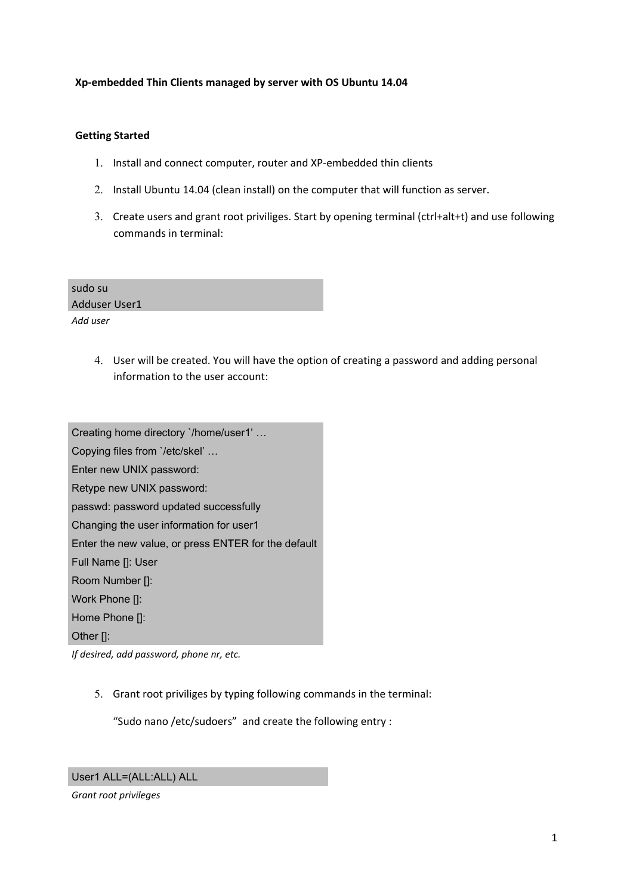**Xp-embedded Thin Clients managed by server with OS Ubuntu 14.04**

**Getting Started**

1. Install and connect computer, router and XP-embedded thin clients
2. Install Ubuntu 14.04 (clean install) on the computer that will function as server.
3. Create users and grant root priviliges. Start by opening terminal (ctrl+alt+t) and use following commands in terminal:

```
sudo su
Adduser User1
```

*Add user*

4. User will be created. You will have the option of creating a password and adding personal information to the user account:

```
Creating home directory `/home/user1' …
Copying files from `/etc/skel' …
Enter new UNIX password:
Retype new UNIX password:
passwd: password updated successfully
Changing the user information for user1
Enter the new value, or press ENTER for the default
Full Name []: User
Room Number []:
Work Phone []:
Home Phone []:
Other []:
```

*If desired, add password, phone nr, etc.*

5. Grant root priviligies by typing following commands in the terminal:

   "Sudo nano /etc/sudoers" and create the following entry :

```
User1 ALL=(ALL:ALL) ALL
```

*Grant root privileges*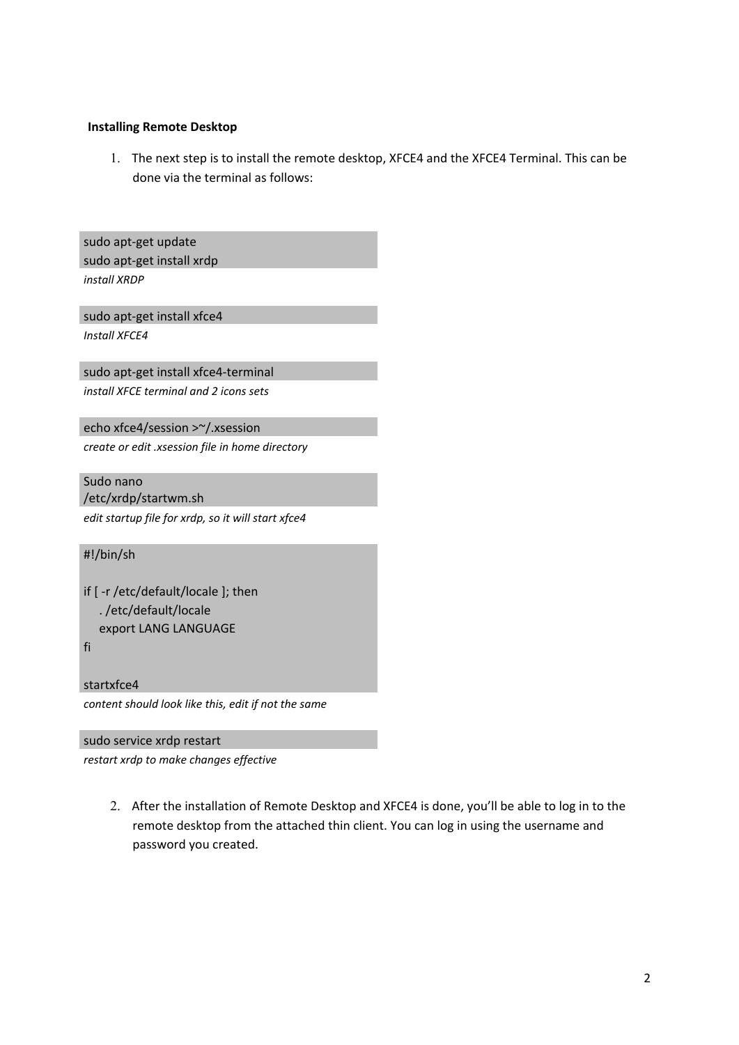**Installing Remote Desktop**

1. The next step is to install the remote desktop, XFCE4 and the XFCE4 Terminal. This can be done via the terminal as follows:

```
sudo apt-get update
sudo apt-get install xrdp
```

*install XRDP*

```
sudo apt-get install xfce4
```

*Install XFCE4*

```
sudo apt-get install xfce4-terminal
```

*install XFCE terminal and 2 icons sets*

```
echo xfce4/session >~/.xsession
```

*create or edit .xsession file in home directory*

```
Sudo nano
/etc/xrdp/startwm.sh
```

*edit startup file for xrdp, so it will start xfce4*

```
#!/bin/sh

if [ -r /etc/default/locale ]; then
    . /etc/default/locale
    export LANG LANGUAGE
fi

startxfce4
```

*content should look like this, edit if not the same*

```
sudo service xrdp restart
```

*restart xrdp to make changes effective*

2. After the installation of Remote Desktop and XFCE4 is done, you'll be able to log in to the remote desktop from the attached thin client. You can log in using the username and password you created.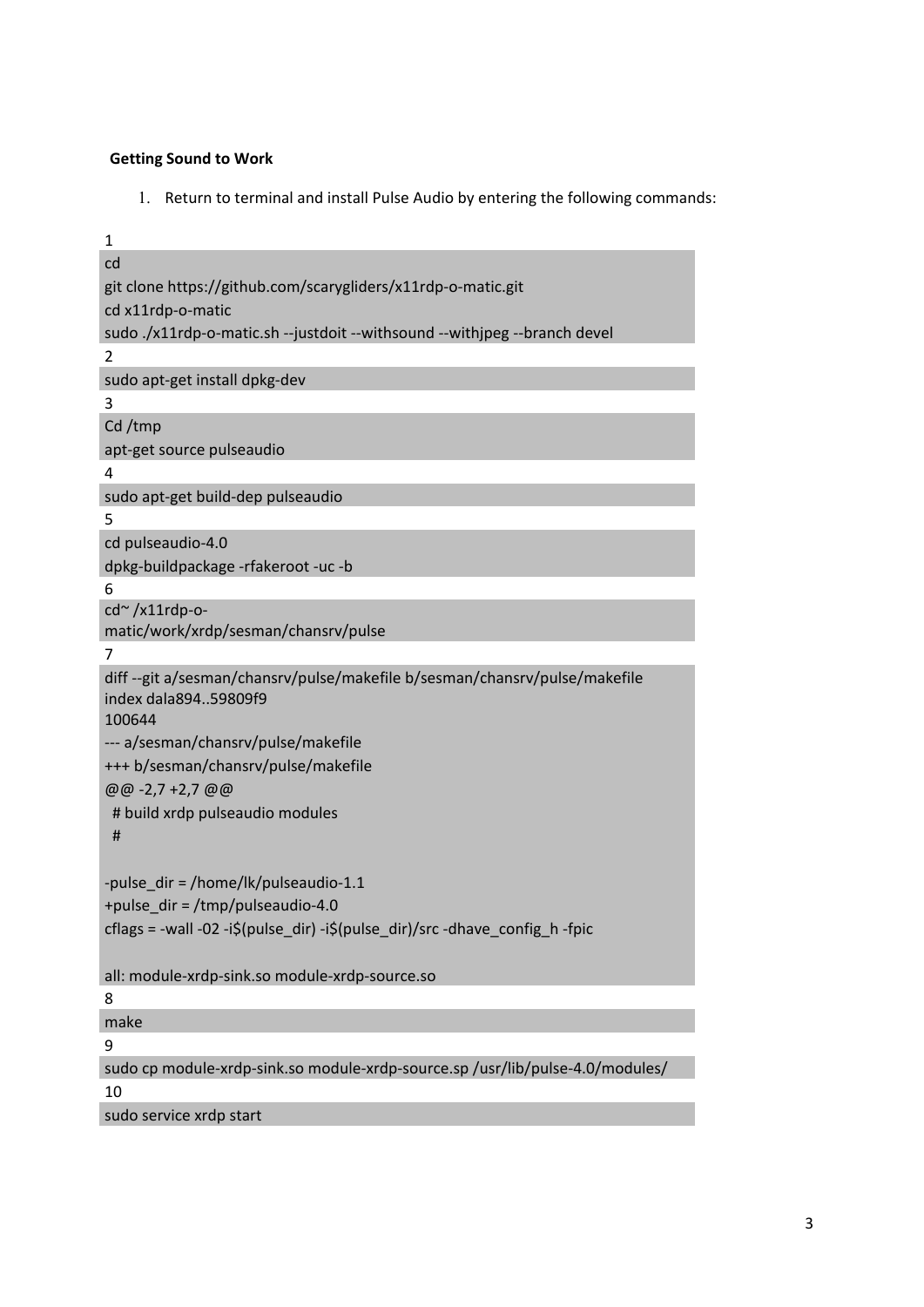**Getting Sound to Work**

1. Return to terminal and install Pulse Audio by entering the following commands:

1

```
cd
git clone https://github.com/scarygliders/x11rdp-o-matic.git
cd x11rdp-o-matic
sudo ./x11rdp-o-matic.sh --justdoit --withsound --withjpeg --branch devel
```

2

```
sudo apt-get install dpkg-dev
```

3

```
Cd /tmp
apt-get source pulseaudio
```

4

```
sudo apt-get build-dep pulseaudio
```

5

```
cd pulseaudio-4.0
dpkg-buildpackage -rfakeroot -uc -b
```

6

```
cd~ /x11rdp-o-
matic/work/xrdp/sesman/chansrv/pulse
```

7

```
diff --git a/sesman/chansrv/pulse/makefile b/sesman/chansrv/pulse/makefile
index dala894..59809f9
100644
--- a/sesman/chansrv/pulse/makefile
+++ b/sesman/chansrv/pulse/makefile
@@ -2,7 +2,7 @@
 # build xrdp pulseaudio modules
 #

-pulse_dir = /home/lk/pulseaudio-1.1
+pulse_dir = /tmp/pulseaudio-4.0
cflags = -wall -02 -i$(pulse_dir) -i$(pulse_dir)/src -dhave_config_h -fpic

all: module-xrdp-sink.so module-xrdp-source.so
```

8

```
make
```

9

```
sudo cp module-xrdp-sink.so module-xrdp-source.sp /usr/lib/pulse-4.0/modules/
```

10

```
sudo service xrdp start
```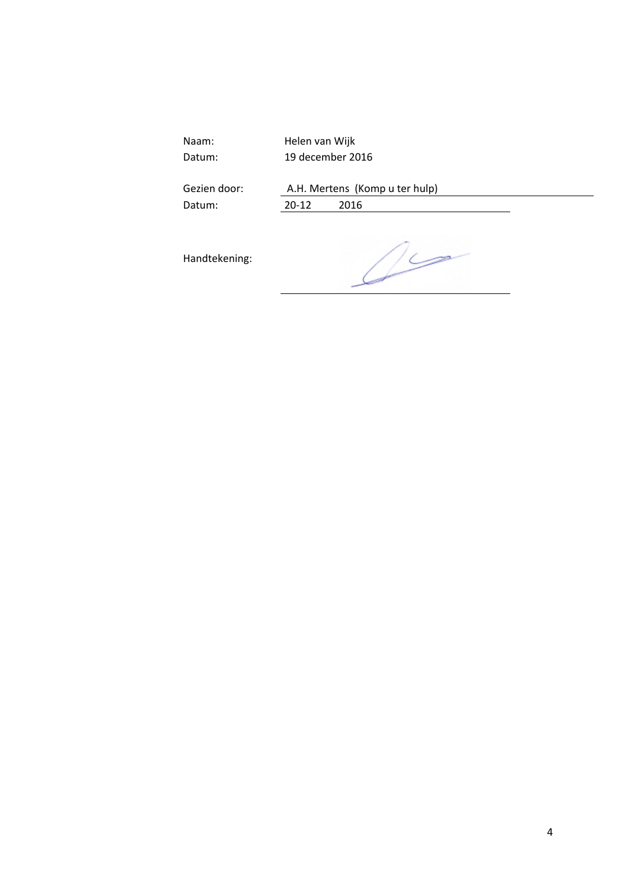| | |
|---|---|
| Naam: | Helen van Wijk |
| Datum: | 19 december 2016 |
| | |
| Gezien door: | A.H. Mertens (Komp u ter hulp) |
| Datum: | 20-12 2016 |
| | |
| Handtekening: | |